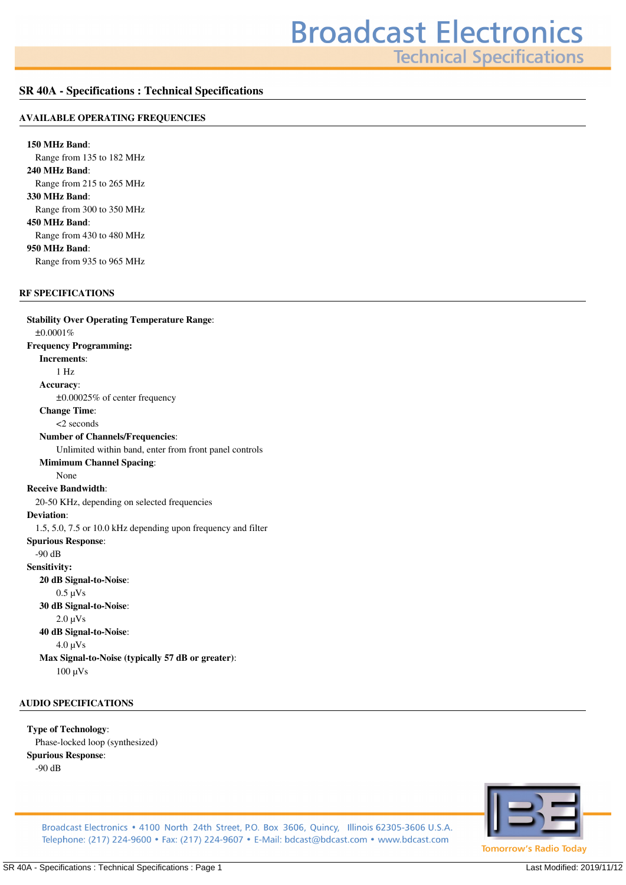## SR 40A - Specifications : Technical Specifications

### AVAILABLE OPERATING FREQUENCIES

**150 MHz Band**:
Range from 135 to 182 MHz

**240 MHz Band**:
Range from 215 to 265 MHz

**330 MHz Band**:
Range from 300 to 350 MHz

**450 MHz Band**:
Range from 430 to 480 MHz

**950 MHz Band**:
Range from 935 to 965 MHz

### RF SPECIFICATIONS

**Stability Over Operating Temperature Range**:
±0.0001%

**Frequency Programming:**

- **Increments**:
  1 Hz
- **Accuracy**:
  ±0.00025% of center frequency
- **Change Time**:
  <2 seconds
- **Number of Channels/Frequencies**:
  Unlimited within band, enter from front panel controls
- **Mimimum Channel Spacing**:
  None

**Receive Bandwidth**:
20-50 KHz, depending on selected frequencies

**Deviation**:
1.5, 5.0, 7.5 or 10.0 kHz depending upon frequency and filter

**Spurious Response**:
-90 dB

**Sensitivity:**

- **20 dB Signal-to-Noise**:
  0.5 µVs
- **30 dB Signal-to-Noise**:
  2.0 µVs
- **40 dB Signal-to-Noise**:
  4.0 µVs
- **Max Signal-to-Noise (typically 57 dB or greater)**:
  100 µVs

### AUDIO SPECIFICATIONS

**Type of Technology**:
Phase-locked loop (synthesized)

**Spurious Response**:
-90 dB

Broadcast Electronics • 4100 North 24th Street, P.O. Box 3606, Quincy, Illinois 62305-3606 U.S.A.
Telephone: (217) 224-9600 • Fax: (217) 224-9607 • E-Mail: bdcast@bdcast.com • www.bdcast.com

Tomorrow's Radio Today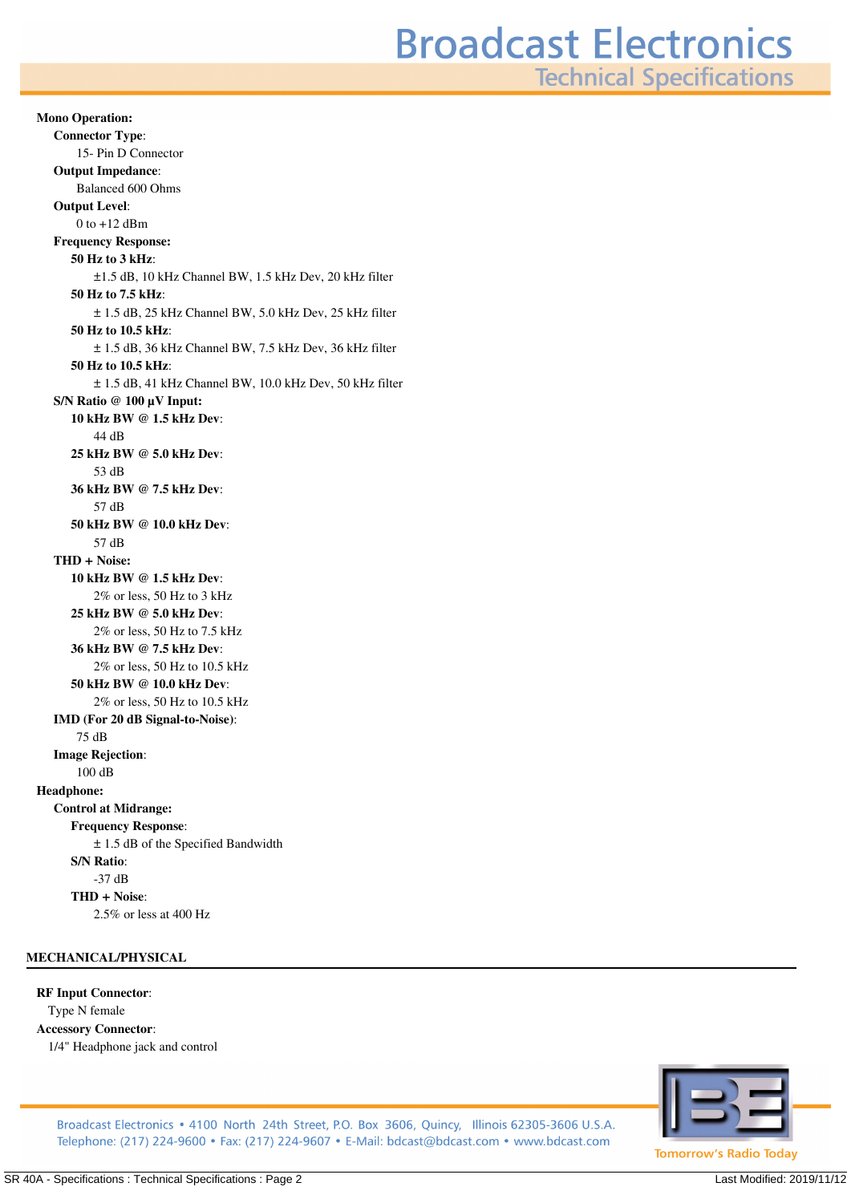**Mono Operation:**

- **Connector Type**:
  - 15- Pin D Connector
- **Output Impedance**:
  - Balanced 600 Ohms
- **Output Level**:
  - 0 to +12 dBm
- **Frequency Response:**
  - **50 Hz to 3 kHz**:
    - ±1.5 dB, 10 kHz Channel BW, 1.5 kHz Dev, 20 kHz filter
  - **50 Hz to 7.5 kHz**:
    - ± 1.5 dB, 25 kHz Channel BW, 5.0 kHz Dev, 25 kHz filter
  - **50 Hz to 10.5 kHz**:
    - ± 1.5 dB, 36 kHz Channel BW, 7.5 kHz Dev, 36 kHz filter
  - **50 Hz to 10.5 kHz**:
    - ± 1.5 dB, 41 kHz Channel BW, 10.0 kHz Dev, 50 kHz filter
- **S/N Ratio @ 100 µV Input:**
  - **10 kHz BW @ 1.5 kHz Dev**:
    - 44 dB
  - **25 kHz BW @ 5.0 kHz Dev**:
    - 53 dB
  - **36 kHz BW @ 7.5 kHz Dev**:
    - 57 dB
  - **50 kHz BW @ 10.0 kHz Dev**:
    - 57 dB
- **THD + Noise:**
  - **10 kHz BW @ 1.5 kHz Dev**:
    - 2% or less, 50 Hz to 3 kHz
  - **25 kHz BW @ 5.0 kHz Dev**:
    - 2% or less, 50 Hz to 7.5 kHz
  - **36 kHz BW @ 7.5 kHz Dev**:
    - 2% or less, 50 Hz to 10.5 kHz
  - **50 kHz BW @ 10.0 kHz Dev**:
    - 2% or less, 50 Hz to 10.5 kHz
- **IMD (For 20 dB Signal-to-Noise)**:
  - 75 dB
- **Image Rejection**:
  - 100 dB

**Headphone:**

- **Control at Midrange:**
  - **Frequency Response**:
    - ± 1.5 dB of the Specified Bandwidth
  - **S/N Ratio**:
    - -37 dB
  - **THD + Noise**:
    - 2.5% or less at 400 Hz

## MECHANICAL/PHYSICAL

**RF Input Connector**:
Type N female

**Accessory Connector**:
1/4" Headphone jack and control

Broadcast Electronics • 4100 North 24th Street, P.O. Box 3606, Quincy, Illinois 62305-3606 U.S.A.
Telephone: (217) 224-9600 • Fax: (217) 224-9607 • E-Mail: bdcast@bdcast.com • www.bdcast.com

Tomorrow's Radio Today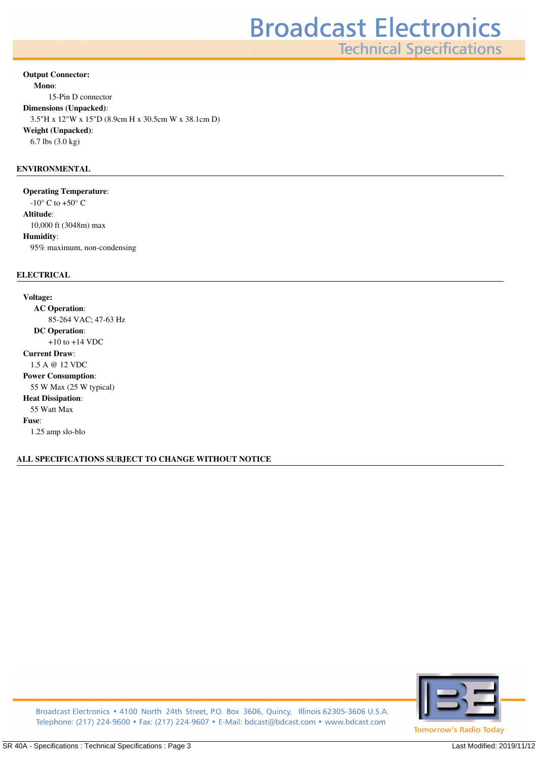**Output Connector:**

**Mono**:

15-Pin D connector

**Dimensions (Unpacked)**:

3.5"H x 12"W x 15"D (8.9cm H x 30.5cm W x 38.1cm D)

**Weight (Unpacked)**:

6.7 lbs (3.0 kg)

## ENVIRONMENTAL

**Operating Temperature**:

-10° C to +50° C

**Altitude**:

10,000 ft (3048m) max

**Humidity**:

95% maximum, non-condensing

## ELECTRICAL

**Voltage:**

**AC Operation**:

85-264 VAC; 47-63 Hz

**DC Operation**:

+10 to +14 VDC

**Current Draw**:

1.5 A @ 12 VDC

**Power Consumption**:

55 W Max (25 W typical)

**Heat Dissipation**:

55 Watt Max

**Fuse**:

1.25 amp slo-blo

## ALL SPECIFICATIONS SUBJECT TO CHANGE WITHOUT NOTICE